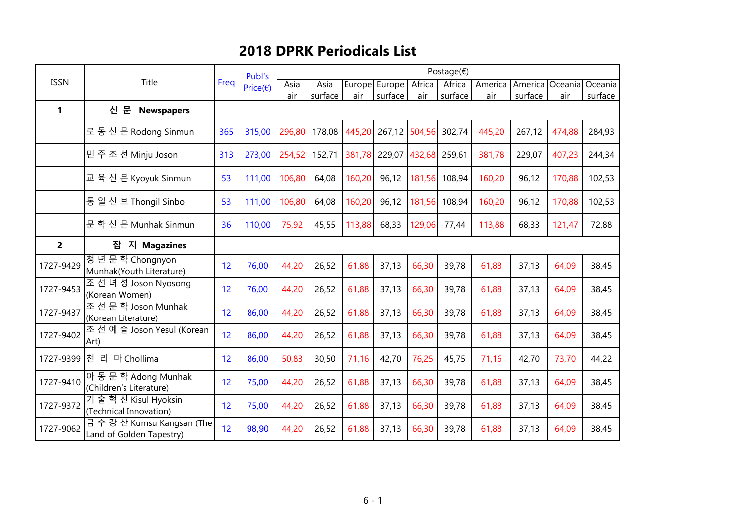# 2018 DPRK Periodicals List

| ISSN | Title | Freq | Publ's Price(€) | Postage(€) | | | | | | | | | |
|---|---|---|---|---|---|---|---|---|---|---|---|---|---|
| | | | | Asia air | Asia surface | Europe air | Europe surface | Africa air | Africa surface | America air | America surface | Oceania air | Oceania surface |
| **1** | **신 문 Newspapers** | | | | | | | | | | | | |
| | 로 동 신 문 Rodong Sinmun | 365 | 315,00 | 296,80 | 178,08 | 445,20 | 267,12 | 504,56 | 302,74 | 445,20 | 267,12 | 474,88 | 284,93 |
| | 민 주 조 선 Minju Joson | 313 | 273,00 | 254,52 | 152,71 | 381,78 | 229,07 | 432,68 | 259,61 | 381,78 | 229,07 | 407,23 | 244,34 |
| | 교 육 신 문 Kyoyuk Sinmun | 53 | 111,00 | 106,80 | 64,08 | 160,20 | 96,12 | 181,56 | 108,94 | 160,20 | 96,12 | 170,88 | 102,53 |
| | 통 일 신 보 Thongil Sinbo | 53 | 111,00 | 106,80 | 64,08 | 160,20 | 96,12 | 181,56 | 108,94 | 160,20 | 96,12 | 170,88 | 102,53 |
| | 문 학 신 문 Munhak Sinmun | 36 | 110,00 | 75,92 | 45,55 | 113,88 | 68,33 | 129,06 | 77,44 | 113,88 | 68,33 | 121,47 | 72,88 |
| **2** | **잡 지 Magazines** | | | | | | | | | | | | |
| 1727-9429 | 청 년 문 학 Chongnyon Munhak(Youth Literature) | 12 | 76,00 | 44,20 | 26,52 | 61,88 | 37,13 | 66,30 | 39,78 | 61,88 | 37,13 | 64,09 | 38,45 |
| 1727-9453 | 조 선 녀 성 Joson Nyosong (Korean Women) | 12 | 76,00 | 44,20 | 26,52 | 61,88 | 37,13 | 66,30 | 39,78 | 61,88 | 37,13 | 64,09 | 38,45 |
| 1727-9437 | 조 선 문 학 Joson Munhak (Korean Literature) | 12 | 86,00 | 44,20 | 26,52 | 61,88 | 37,13 | 66,30 | 39,78 | 61,88 | 37,13 | 64,09 | 38,45 |
| 1727-9402 | 조 선 예 술 Joson Yesul (Korean Art) | 12 | 86,00 | 44,20 | 26,52 | 61,88 | 37,13 | 66,30 | 39,78 | 61,88 | 37,13 | 64,09 | 38,45 |
| 1727-9399 | 천 리 마 Chollima | 12 | 86,00 | 50,83 | 30,50 | 71,16 | 42,70 | 76,25 | 45,75 | 71,16 | 42,70 | 73,70 | 44,22 |
| 1727-9410 | 아 동 문 학 Adong Munhak (Children's Literature) | 12 | 75,00 | 44,20 | 26,52 | 61,88 | 37,13 | 66,30 | 39,78 | 61,88 | 37,13 | 64,09 | 38,45 |
| 1727-9372 | 기 술 혁 신 Kisul Hyoksin (Technical Innovation) | 12 | 75,00 | 44,20 | 26,52 | 61,88 | 37,13 | 66,30 | 39,78 | 61,88 | 37,13 | 64,09 | 38,45 |
| 1727-9062 | 금 수 강 산 Kumsu Kangsan (The Land of Golden Tapestry) | 12 | 98,90 | 44,20 | 26,52 | 61,88 | 37,13 | 66,30 | 39,78 | 61,88 | 37,13 | 64,09 | 38,45 |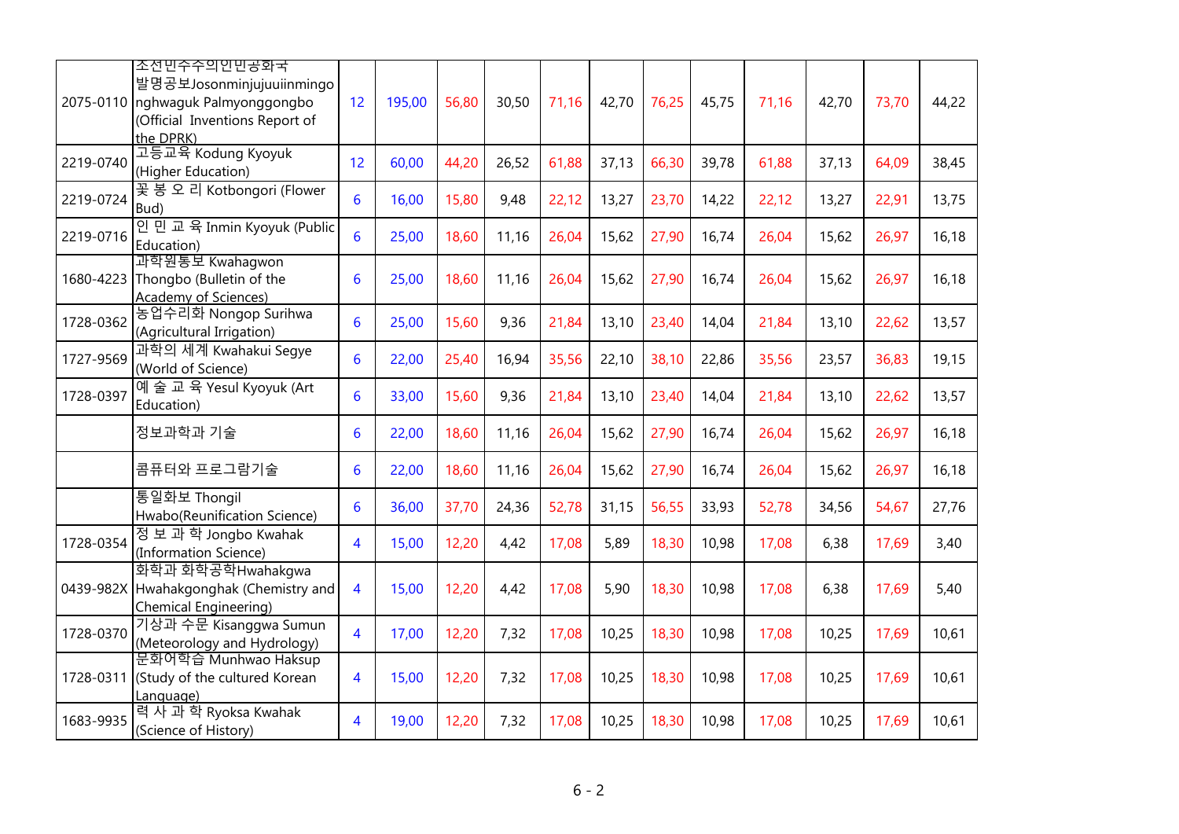| | | | | | | | | | | | | | |
|---|---|---|---|---|---|---|---|---|---|---|---|---|---|
| 2075-0110 | 조선민주주의인민공화국 발명공보Josonminjujuuiinmingonghwaguk Palmyonggongbo (Official Inventions Report of the DPRK) | 12 | 195,00 | 56,80 | 30,50 | 71,16 | 42,70 | 76,25 | 45,75 | 71,16 | 42,70 | 73,70 | 44,22 |
| 2219-0740 | 고등교육 Kodung Kyoyuk (Higher Education) | 12 | 60,00 | 44,20 | 26,52 | 61,88 | 37,13 | 66,30 | 39,78 | 61,88 | 37,13 | 64,09 | 38,45 |
| 2219-0724 | 꽃 봉 오 리 Kotbongori (Flower Bud) | 6 | 16,00 | 15,80 | 9,48 | 22,12 | 13,27 | 23,70 | 14,22 | 22,12 | 13,27 | 22,91 | 13,75 |
| 2219-0716 | 인 민 교 육 Inmin Kyoyuk (Public Education) | 6 | 25,00 | 18,60 | 11,16 | 26,04 | 15,62 | 27,90 | 16,74 | 26,04 | 15,62 | 26,97 | 16,18 |
| 1680-4223 | 과학원통보 Kwahagwon Thongbo (Bulletin of the Academy of Sciences) | 6 | 25,00 | 18,60 | 11,16 | 26,04 | 15,62 | 27,90 | 16,74 | 26,04 | 15,62 | 26,97 | 16,18 |
| 1728-0362 | 농업수리화 Nongop Surihwa (Agricultural Irrigation) | 6 | 25,00 | 15,60 | 9,36 | 21,84 | 13,10 | 23,40 | 14,04 | 21,84 | 13,10 | 22,62 | 13,57 |
| 1727-9569 | 과학의 세계 Kwahakui Segye (World of Science) | 6 | 22,00 | 25,40 | 16,94 | 35,56 | 22,10 | 38,10 | 22,86 | 35,56 | 23,57 | 36,83 | 19,15 |
| 1728-0397 | 예 술 교 육 Yesul Kyoyuk (Art Education) | 6 | 33,00 | 15,60 | 9,36 | 21,84 | 13,10 | 23,40 | 14,04 | 21,84 | 13,10 | 22,62 | 13,57 |
| | 정보과학과 기술 | 6 | 22,00 | 18,60 | 11,16 | 26,04 | 15,62 | 27,90 | 16,74 | 26,04 | 15,62 | 26,97 | 16,18 |
| | 콤퓨터와 프로그람기술 | 6 | 22,00 | 18,60 | 11,16 | 26,04 | 15,62 | 27,90 | 16,74 | 26,04 | 15,62 | 26,97 | 16,18 |
| | 통일화보 Thongil Hwabo(Reunification Science) | 6 | 36,00 | 37,70 | 24,36 | 52,78 | 31,15 | 56,55 | 33,93 | 52,78 | 34,56 | 54,67 | 27,76 |
| 1728-0354 | 정 보 과 학 Jongbo Kwahak (Information Science) | 4 | 15,00 | 12,20 | 4,42 | 17,08 | 5,89 | 18,30 | 10,98 | 17,08 | 6,38 | 17,69 | 3,40 |
| 0439-982X | 화학과 화학공학Hwahakgwa Hwahakgonghak (Chemistry and Chemical Engineering) | 4 | 15,00 | 12,20 | 4,42 | 17,08 | 5,90 | 18,30 | 10,98 | 17,08 | 6,38 | 17,69 | 5,40 |
| 1728-0370 | 기상과 수문 Kisanggwa Sumun (Meteorology and Hydrology) | 4 | 17,00 | 12,20 | 7,32 | 17,08 | 10,25 | 18,30 | 10,98 | 17,08 | 10,25 | 17,69 | 10,61 |
| 1728-0311 | 문화어학습 Munhwao Haksup (Study of the cultured Korean Language) | 4 | 15,00 | 12,20 | 7,32 | 17,08 | 10,25 | 18,30 | 10,98 | 17,08 | 10,25 | 17,69 | 10,61 |
| 1683-9935 | 력 사 과 학 Ryoksa Kwahak (Science of History) | 4 | 19,00 | 12,20 | 7,32 | 17,08 | 10,25 | 18,30 | 10,98 | 17,08 | 10,25 | 17,69 | 10,61 |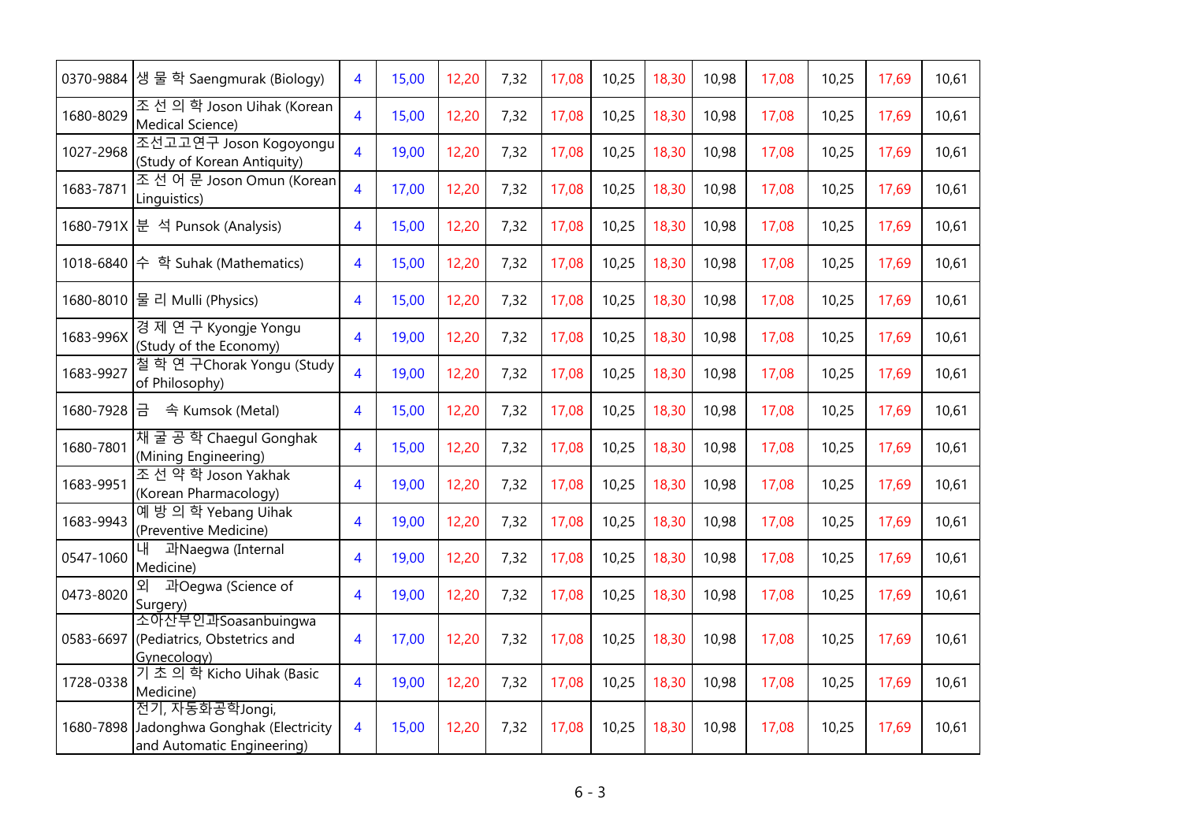| | | | | | | | | | | | | | |
|---|---|---|---|---|---|---|---|---|---|---|---|---|---|
| 0370-9884 | 생 물 학 Saengmurak (Biology) | 4 | 15,00 | 12,20 | 7,32 | 17,08 | 10,25 | 18,30 | 10,98 | 17,08 | 10,25 | 17,69 | 10,61 |
| 1680-8029 | 조 선 의 학 Joson Uihak (Korean Medical Science) | 4 | 15,00 | 12,20 | 7,32 | 17,08 | 10,25 | 18,30 | 10,98 | 17,08 | 10,25 | 17,69 | 10,61 |
| 1027-2968 | 조선고고연구 Joson Kogoyongu (Study of Korean Antiquity) | 4 | 19,00 | 12,20 | 7,32 | 17,08 | 10,25 | 18,30 | 10,98 | 17,08 | 10,25 | 17,69 | 10,61 |
| 1683-7871 | 조 선 어 문 Joson Omun (Korean Linguistics) | 4 | 17,00 | 12,20 | 7,32 | 17,08 | 10,25 | 18,30 | 10,98 | 17,08 | 10,25 | 17,69 | 10,61 |
| 1680-791X | 분 석 Punsok (Analysis) | 4 | 15,00 | 12,20 | 7,32 | 17,08 | 10,25 | 18,30 | 10,98 | 17,08 | 10,25 | 17,69 | 10,61 |
| 1018-6840 | 수 학 Suhak (Mathematics) | 4 | 15,00 | 12,20 | 7,32 | 17,08 | 10,25 | 18,30 | 10,98 | 17,08 | 10,25 | 17,69 | 10,61 |
| 1680-8010 | 물 리 Mulli (Physics) | 4 | 15,00 | 12,20 | 7,32 | 17,08 | 10,25 | 18,30 | 10,98 | 17,08 | 10,25 | 17,69 | 10,61 |
| 1683-996X | 경 제 연 구 Kyongje Yongu (Study of the Economy) | 4 | 19,00 | 12,20 | 7,32 | 17,08 | 10,25 | 18,30 | 10,98 | 17,08 | 10,25 | 17,69 | 10,61 |
| 1683-9927 | 철 학 연 구Chorak Yongu (Study of Philosophy) | 4 | 19,00 | 12,20 | 7,32 | 17,08 | 10,25 | 18,30 | 10,98 | 17,08 | 10,25 | 17,69 | 10,61 |
| 1680-7928 | 금 속 Kumsok (Metal) | 4 | 15,00 | 12,20 | 7,32 | 17,08 | 10,25 | 18,30 | 10,98 | 17,08 | 10,25 | 17,69 | 10,61 |
| 1680-7801 | 채 굴 공 학 Chaegul Gonghak (Mining Engineering) | 4 | 15,00 | 12,20 | 7,32 | 17,08 | 10,25 | 18,30 | 10,98 | 17,08 | 10,25 | 17,69 | 10,61 |
| 1683-9951 | 조 선 약 학 Joson Yakhak (Korean Pharmacology) | 4 | 19,00 | 12,20 | 7,32 | 17,08 | 10,25 | 18,30 | 10,98 | 17,08 | 10,25 | 17,69 | 10,61 |
| 1683-9943 | 예 방 의 학 Yebang Uihak (Preventive Medicine) | 4 | 19,00 | 12,20 | 7,32 | 17,08 | 10,25 | 18,30 | 10,98 | 17,08 | 10,25 | 17,69 | 10,61 |
| 0547-1060 | 내 과Naegwa (Internal Medicine) | 4 | 19,00 | 12,20 | 7,32 | 17,08 | 10,25 | 18,30 | 10,98 | 17,08 | 10,25 | 17,69 | 10,61 |
| 0473-8020 | 외 과Oegwa (Science of Surgery) | 4 | 19,00 | 12,20 | 7,32 | 17,08 | 10,25 | 18,30 | 10,98 | 17,08 | 10,25 | 17,69 | 10,61 |
| 0583-6697 | 소아산부인과Soasanbuingwa (Pediatrics, Obstetrics and Gynecology) | 4 | 17,00 | 12,20 | 7,32 | 17,08 | 10,25 | 18,30 | 10,98 | 17,08 | 10,25 | 17,69 | 10,61 |
| 1728-0338 | 기 초 의 학 Kicho Uihak (Basic Medicine) | 4 | 19,00 | 12,20 | 7,32 | 17,08 | 10,25 | 18,30 | 10,98 | 17,08 | 10,25 | 17,69 | 10,61 |
| 1680-7898 | 전기, 자동화공학Jongi, Jadonghwa Gonghak (Electricity and Automatic Engineering) | 4 | 15,00 | 12,20 | 7,32 | 17,08 | 10,25 | 18,30 | 10,98 | 17,08 | 10,25 | 17,69 | 10,61 |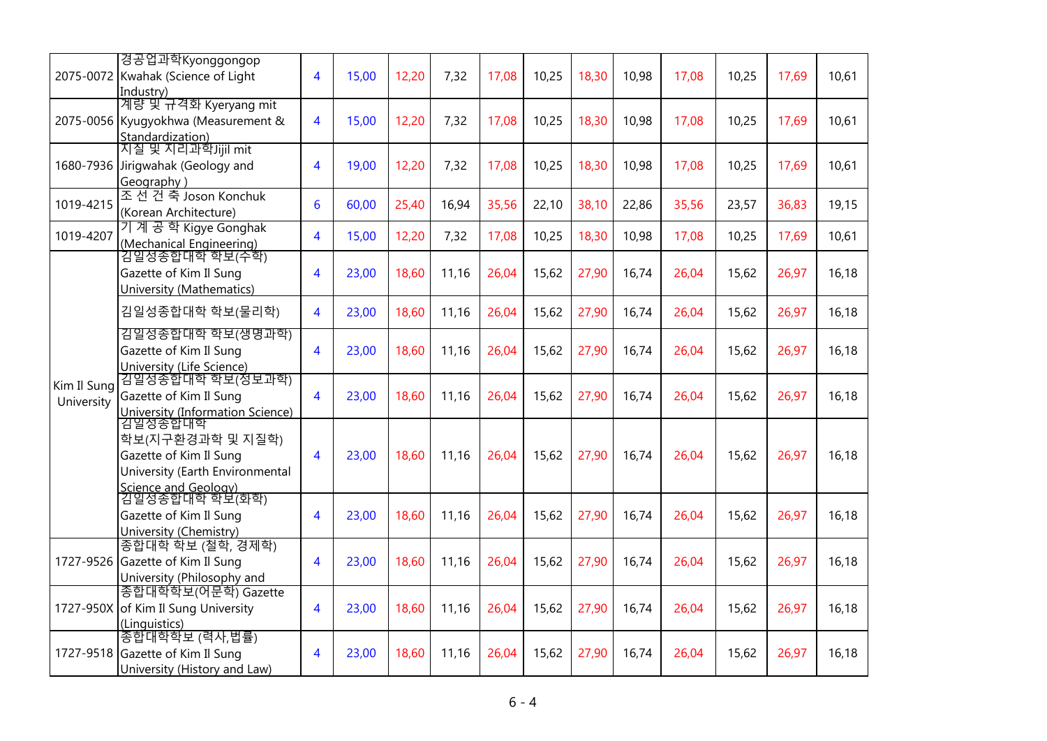| | | | | | | | | | | | | |
|---|---|---|---|---|---|---|---|---|---|---|---|---|
| 2075-0072 | 경공업과학Kyonggongop Kwahak (Science of Light Industry) | 4 | 15,00 | 12,20 | 7,32 | 17,08 | 10,25 | 18,30 | 10,98 | 17,08 | 10,25 | 17,69 | 10,61 |
| 2075-0056 | 계량 및 규격화 Kyeryang mit Kyugyokhwa (Measurement & Standardization) | 4 | 15,00 | 12,20 | 7,32 | 17,08 | 10,25 | 18,30 | 10,98 | 17,08 | 10,25 | 17,69 | 10,61 |
| 1680-7936 | 지질 및 지리과학Jijil mit Jirigwahak (Geology and Geography ) | 4 | 19,00 | 12,20 | 7,32 | 17,08 | 10,25 | 18,30 | 10,98 | 17,08 | 10,25 | 17,69 | 10,61 |
| 1019-4215 | 조 선 건 축 Joson Konchuk (Korean Architecture) | 6 | 60,00 | 25,40 | 16,94 | 35,56 | 22,10 | 38,10 | 22,86 | 35,56 | 23,57 | 36,83 | 19,15 |
| 1019-4207 | 기 계 공 학 Kigye Gonghak (Mechanical Engineering) | 4 | 15,00 | 12,20 | 7,32 | 17,08 | 10,25 | 18,30 | 10,98 | 17,08 | 10,25 | 17,69 | 10,61 |
| Kim Il Sung University | 김일성종합대학 학보(수학) Gazette of Kim Il Sung University (Mathematics) | 4 | 23,00 | 18,60 | 11,16 | 26,04 | 15,62 | 27,90 | 16,74 | 26,04 | 15,62 | 26,97 | 16,18 |
| | 김일성종합대학 학보(물리학) | 4 | 23,00 | 18,60 | 11,16 | 26,04 | 15,62 | 27,90 | 16,74 | 26,04 | 15,62 | 26,97 | 16,18 |
| | 김일성종합대학 학보(생명과학) Gazette of Kim Il Sung University (Life Science) | 4 | 23,00 | 18,60 | 11,16 | 26,04 | 15,62 | 27,90 | 16,74 | 26,04 | 15,62 | 26,97 | 16,18 |
| | 김일성종합대학 학보(정보과학) Gazette of Kim Il Sung University (Information Science) | 4 | 23,00 | 18,60 | 11,16 | 26,04 | 15,62 | 27,90 | 16,74 | 26,04 | 15,62 | 26,97 | 16,18 |
| | 김일성종합대학 학보(지구환경과학 및 지질학) Gazette of Kim Il Sung University (Earth Environmental Science and Geology) | 4 | 23,00 | 18,60 | 11,16 | 26,04 | 15,62 | 27,90 | 16,74 | 26,04 | 15,62 | 26,97 | 16,18 |
| | 김일성종합대학 학보(화학) Gazette of Kim Il Sung University (Chemistry) | 4 | 23,00 | 18,60 | 11,16 | 26,04 | 15,62 | 27,90 | 16,74 | 26,04 | 15,62 | 26,97 | 16,18 |
| 1727-9526 | 종합대학 학보 (철학, 경제학) Gazette of Kim Il Sung University (Philosophy and | 4 | 23,00 | 18,60 | 11,16 | 26,04 | 15,62 | 27,90 | 16,74 | 26,04 | 15,62 | 26,97 | 16,18 |
| 1727-950X | 종합대학학보(어문학) Gazette of Kim Il Sung University (Linguistics) | 4 | 23,00 | 18,60 | 11,16 | 26,04 | 15,62 | 27,90 | 16,74 | 26,04 | 15,62 | 26,97 | 16,18 |
| 1727-9518 | 종합대학학보 (력사,법률) Gazette of Kim Il Sung University (History and Law) | 4 | 23,00 | 18,60 | 11,16 | 26,04 | 15,62 | 27,90 | 16,74 | 26,04 | 15,62 | 26,97 | 16,18 |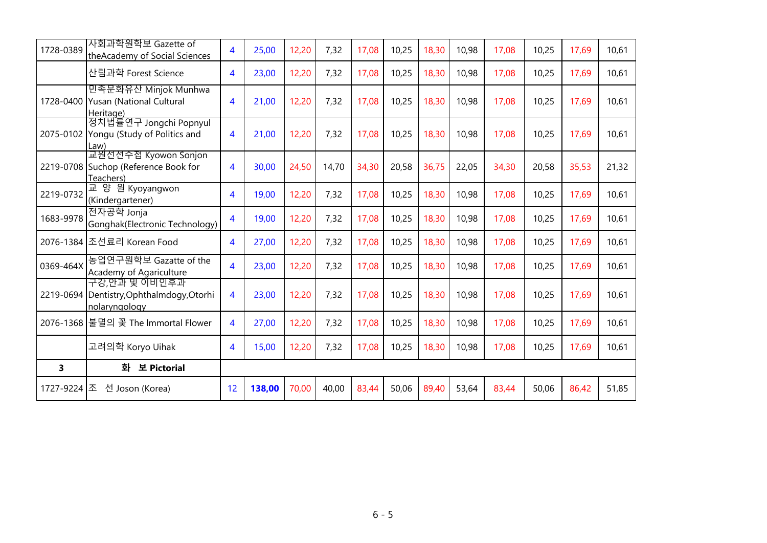| | | | | | | | | | | | | | |
|---|---|---|---|---|---|---|---|---|---|---|---|---|---|
| 1728-0389 | 사회과학원학보 Gazette of theAcademy of Social Sciences | 4 | 25,00 | 12,20 | 7,32 | 17,08 | 10,25 | 18,30 | 10,98 | 17,08 | 10,25 | 17,69 | 10,61 |
| | 산림과학 Forest Science | 4 | 23,00 | 12,20 | 7,32 | 17,08 | 10,25 | 18,30 | 10,98 | 17,08 | 10,25 | 17,69 | 10,61 |
| 1728-0400 | 민족문화유산 Minjok Munhwa Yusan (National Cultural Heritage) | 4 | 21,00 | 12,20 | 7,32 | 17,08 | 10,25 | 18,30 | 10,98 | 17,08 | 10,25 | 17,69 | 10,61 |
| 2075-0102 | 정치법률연구 Jongchi Popnyul Yongu (Study of Politics and Law) | 4 | 21,00 | 12,20 | 7,32 | 17,08 | 10,25 | 18,30 | 10,98 | 17,08 | 10,25 | 17,69 | 10,61 |
| 2219-0708 | 교원선선수첩 Kyowon Sonjon Suchop (Reference Book for Teachers) | 4 | 30,00 | 24,50 | 14,70 | 34,30 | 20,58 | 36,75 | 22,05 | 34,30 | 20,58 | 35,53 | 21,32 |
| 2219-0732 | 교 양 원 Kyoyangwon (Kindergartener) | 4 | 19,00 | 12,20 | 7,32 | 17,08 | 10,25 | 18,30 | 10,98 | 17,08 | 10,25 | 17,69 | 10,61 |
| 1683-9978 | 전자공학 Jonja Gonghak(Electronic Technology) | 4 | 19,00 | 12,20 | 7,32 | 17,08 | 10,25 | 18,30 | 10,98 | 17,08 | 10,25 | 17,69 | 10,61 |
| 2076-1384 | 조선료리 Korean Food | 4 | 27,00 | 12,20 | 7,32 | 17,08 | 10,25 | 18,30 | 10,98 | 17,08 | 10,25 | 17,69 | 10,61 |
| 0369-464X | 농업연구원학보 Gazatte of the Academy of Agariculture | 4 | 23,00 | 12,20 | 7,32 | 17,08 | 10,25 | 18,30 | 10,98 | 17,08 | 10,25 | 17,69 | 10,61 |
| 2219-0694 | 구강,안과 및 이비인후과 Dentistry,Ophthalmdogy,Otorhinolaryngology | 4 | 23,00 | 12,20 | 7,32 | 17,08 | 10,25 | 18,30 | 10,98 | 17,08 | 10,25 | 17,69 | 10,61 |
| 2076-1368 | 불멸의 꽃 The Immortal Flower | 4 | 27,00 | 12,20 | 7,32 | 17,08 | 10,25 | 18,30 | 10,98 | 17,08 | 10,25 | 17,69 | 10,61 |
| | 고려의학 Koryo Uihak | 4 | 15,00 | 12,20 | 7,32 | 17,08 | 10,25 | 18,30 | 10,98 | 17,08 | 10,25 | 17,69 | 10,61 |
| **3** | **화 보 Pictorial** | | | | | | | | | | | | |
| 1727-9224 | 조 선 Joson (Korea) | 12 | **138,00** | 70,00 | 40,00 | 83,44 | 50,06 | 89,40 | 53,64 | 83,44 | 50,06 | 86,42 | 51,85 |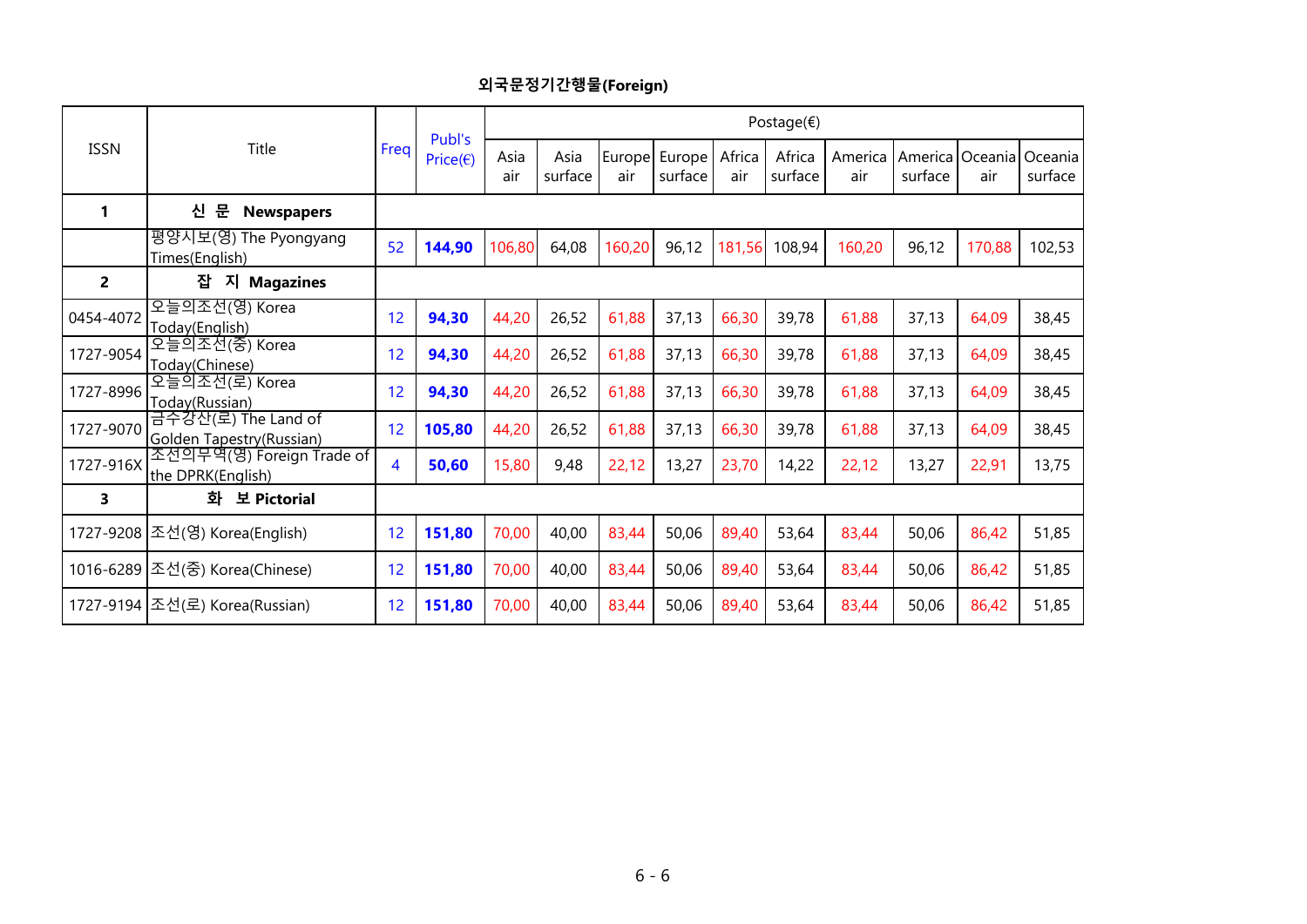**외국문정기간행물(Foreign)**

| ISSN | Title | Freq | Publ's Price(€) | Postage(€) | | | | | | | | | |
|---|---|---|---|---|---|---|---|---|---|---|---|---|---|
| | | | | Asia air | Asia surface | Europe air | Europe surface | Africa air | Africa surface | America air | America surface | Oceania air | Oceania surface |
| **1** | **신 문 Newspapers** | | | | | | | | | | | | |
| | 평양시보(영) The Pyongyang Times(English) | 52 | **144,90** | 106,80 | 64,08 | 160,20 | 96,12 | 181,56 | 108,94 | 160,20 | 96,12 | 170,88 | 102,53 |
| **2** | **잡 지 Magazines** | | | | | | | | | | | | |
| 0454-4072 | 오늘의조선(영) Korea Today(English) | 12 | **94,30** | 44,20 | 26,52 | 61,88 | 37,13 | 66,30 | 39,78 | 61,88 | 37,13 | 64,09 | 38,45 |
| 1727-9054 | 오늘의조선(중) Korea Today(Chinese) | 12 | **94,30** | 44,20 | 26,52 | 61,88 | 37,13 | 66,30 | 39,78 | 61,88 | 37,13 | 64,09 | 38,45 |
| 1727-8996 | 오늘의조선(로) Korea Today(Russian) | 12 | **94,30** | 44,20 | 26,52 | 61,88 | 37,13 | 66,30 | 39,78 | 61,88 | 37,13 | 64,09 | 38,45 |
| 1727-9070 | 금수강산(로) The Land of Golden Tapestry(Russian) | 12 | **105,80** | 44,20 | 26,52 | 61,88 | 37,13 | 66,30 | 39,78 | 61,88 | 37,13 | 64,09 | 38,45 |
| 1727-916X | 조선의무역(영) Foreign Trade of the DPRK(English) | 4 | **50,60** | 15,80 | 9,48 | 22,12 | 13,27 | 23,70 | 14,22 | 22,12 | 13,27 | 22,91 | 13,75 |
| **3** | **화 보 Pictorial** | | | | | | | | | | | | |
| 1727-9208 | 조선(영) Korea(English) | 12 | **151,80** | 70,00 | 40,00 | 83,44 | 50,06 | 89,40 | 53,64 | 83,44 | 50,06 | 86,42 | 51,85 |
| 1016-6289 | 조선(중) Korea(Chinese) | 12 | **151,80** | 70,00 | 40,00 | 83,44 | 50,06 | 89,40 | 53,64 | 83,44 | 50,06 | 86,42 | 51,85 |
| 1727-9194 | 조선(로) Korea(Russian) | 12 | **151,80** | 70,00 | 40,00 | 83,44 | 50,06 | 89,40 | 53,64 | 83,44 | 50,06 | 86,42 | 51,85 |